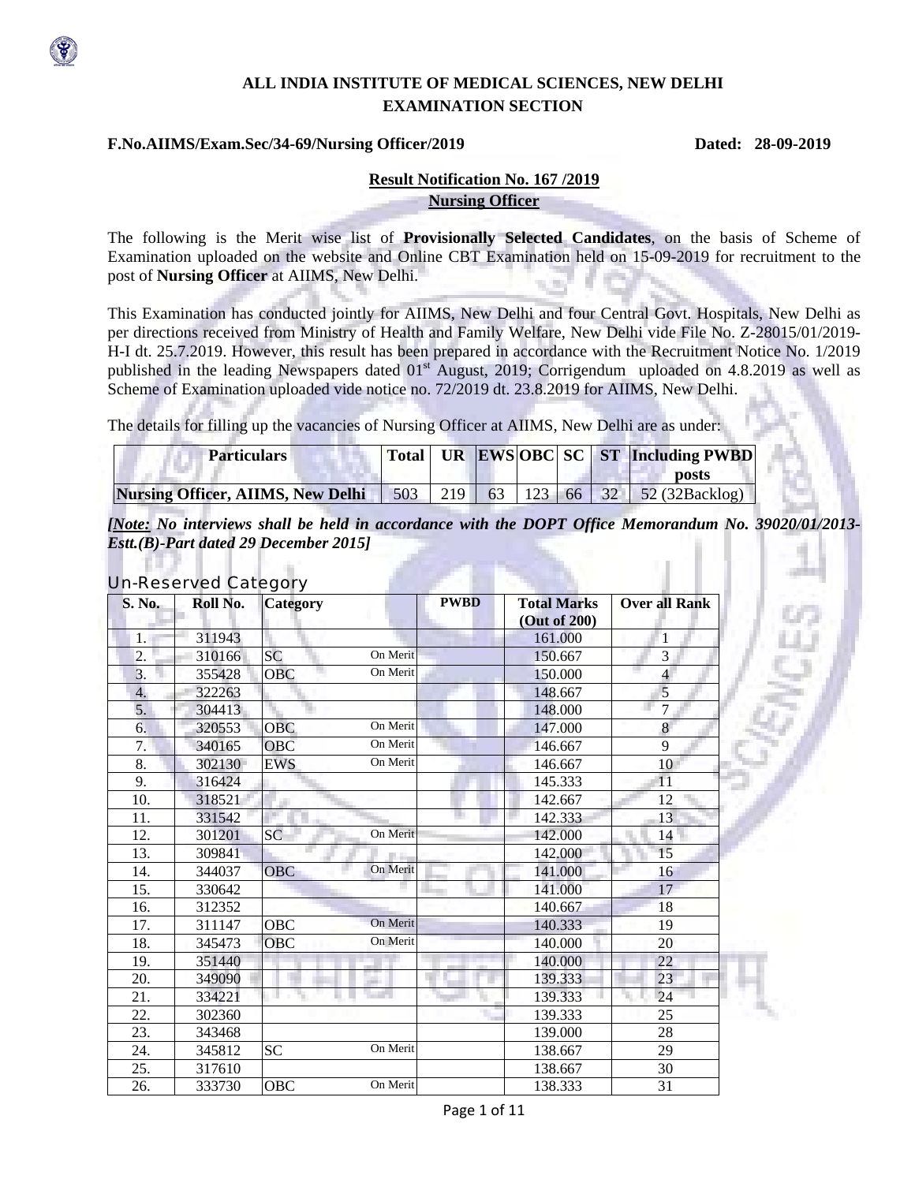# ALL INDIA INSTITUTE OF MEDICAL SCIENCES, NEW DELHI
## EXAMINATION SECTION

**F.No.AIIMS/Exam.Sec/34-69/Nursing Officer/2019** **Dated: 28-09-2019**

**Result Notification No. 167 /2019**
**Nursing Officer**

The following is the Merit wise list of **Provisionally Selected Candidates**, on the basis of Scheme of Examination uploaded on the website and Online CBT Examination held on 15-09-2019 for recruitment to the post of **Nursing Officer** at AIIMS, New Delhi.

This Examination has conducted jointly for AIIMS, New Delhi and four Central Govt. Hospitals, New Delhi as per directions received from Ministry of Health and Family Welfare, New Delhi vide File No. Z-28015/01/2019-H-I dt. 25.7.2019. However, this result has been prepared in accordance with the Recruitment Notice No. 1/2019 published in the leading Newspapers dated 01st August, 2019; Corrigendum uploaded on 4.8.2019 as well as Scheme of Examination uploaded vide notice no. 72/2019 dt. 23.8.2019 for AIIMS, New Delhi.

The details for filling up the vacancies of Nursing Officer at AIIMS, New Delhi are as under:

| Particulars | Total | UR | EWS | OBC | SC | ST | Including PWBD posts |
|---|---|---|---|---|---|---|---|
| Nursing Officer, AIIMS, New Delhi | 503 | 219 | 63 | 123 | 66 | 32 | 52 (32Backlog) |

***[Note:** No interviews shall be held in accordance with the DOPT Office Memorandum No. 39020/01/2013-Estt.(B)-Part dated 29 December 2015]*

### Un-Reserved Category

| S. No. | Roll No. | Category | | PWBD | Total Marks (Out of 200) | Over all Rank |
|---|---|---|---|---|---|---|
| 1. | 311943 | | | | 161.000 | 1 |
| 2. | 310166 | SC | On Merit | | 150.667 | 3 |
| 3. | 355428 | OBC | On Merit | | 150.000 | 4 |
| 4. | 322263 | | | | 148.667 | 5 |
| 5. | 304413 | | | | 148.000 | 7 |
| 6. | 320553 | OBC | On Merit | | 147.000 | 8 |
| 7. | 340165 | OBC | On Merit | | 146.667 | 9 |
| 8. | 302130 | EWS | On Merit | | 146.667 | 10 |
| 9. | 316424 | | | | 145.333 | 11 |
| 10. | 318521 | | | | 142.667 | 12 |
| 11. | 331542 | | | | 142.333 | 13 |
| 12. | 301201 | SC | On Merit | | 142.000 | 14 |
| 13. | 309841 | | | | 142.000 | 15 |
| 14. | 344037 | OBC | On Merit | | 141.000 | 16 |
| 15. | 330642 | | | | 141.000 | 17 |
| 16. | 312352 | | | | 140.667 | 18 |
| 17. | 311147 | OBC | On Merit | | 140.333 | 19 |
| 18. | 345473 | OBC | On Merit | | 140.000 | 20 |
| 19. | 351440 | | | | 140.000 | 22 |
| 20. | 349090 | | | | 139.333 | 23 |
| 21. | 334221 | | | | 139.333 | 24 |
| 22. | 302360 | | | | 139.333 | 25 |
| 23. | 343468 | | | | 139.000 | 28 |
| 24. | 345812 | SC | On Merit | | 138.667 | 29 |
| 25. | 317610 | | | | 138.667 | 30 |
| 26. | 333730 | OBC | On Merit | | 138.333 | 31 |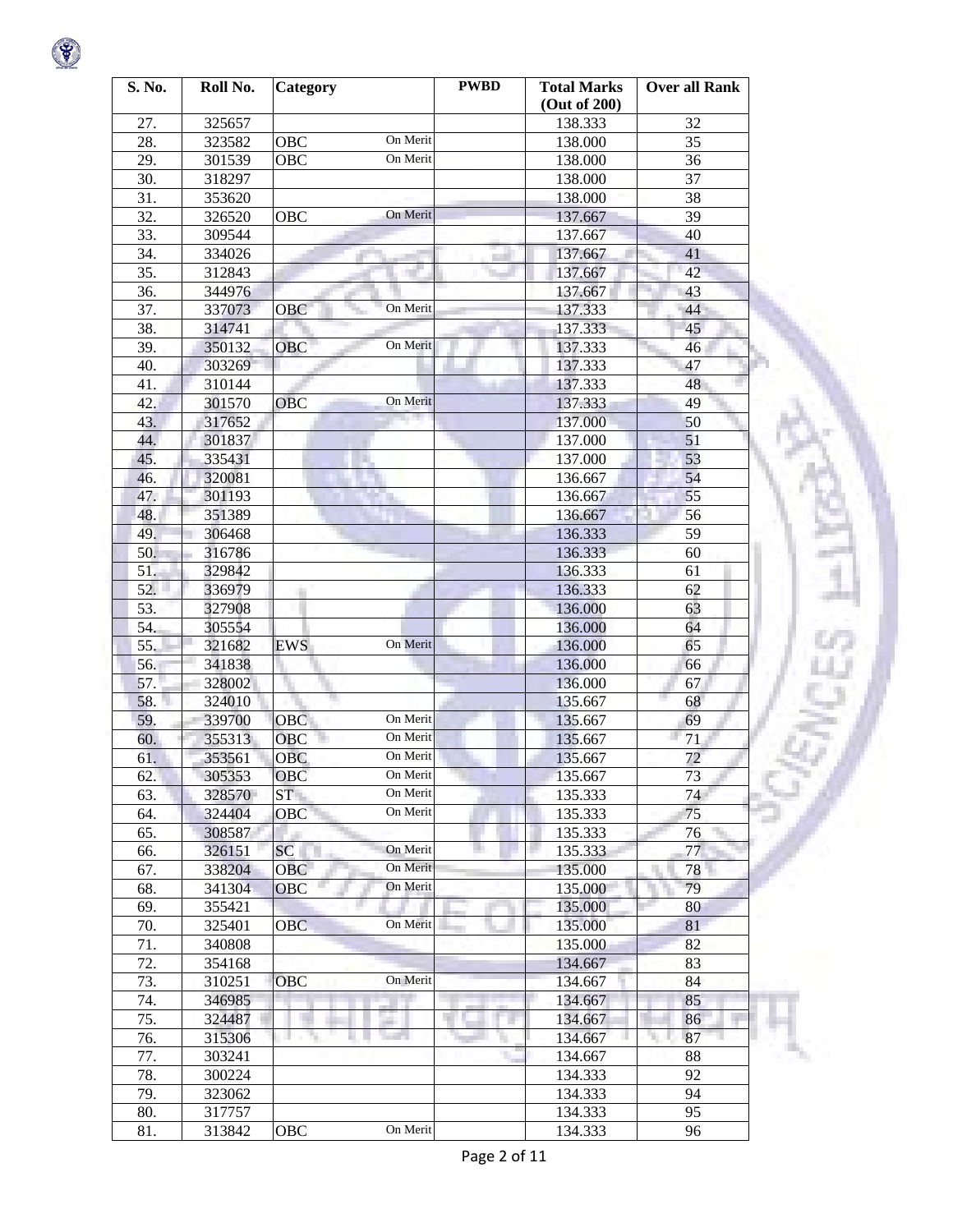| S. No. | Roll No. | Category | | PWBD | Total Marks (Out of 200) | Over all Rank |
|---|---|---|---|---|---|---|
| 27. | 325657 | | | | 138.333 | 32 |
| 28. | 323582 | OBC | On Merit | | 138.000 | 35 |
| 29. | 301539 | OBC | On Merit | | 138.000 | 36 |
| 30. | 318297 | | | | 138.000 | 37 |
| 31. | 353620 | | | | 138.000 | 38 |
| 32. | 326520 | OBC | On Merit | | 137.667 | 39 |
| 33. | 309544 | | | | 137.667 | 40 |
| 34. | 334026 | | | | 137.667 | 41 |
| 35. | 312843 | | | | 137.667 | 42 |
| 36. | 344976 | | | | 137.667 | 43 |
| 37. | 337073 | OBC | On Merit | | 137.333 | 44 |
| 38. | 314741 | | | | 137.333 | 45 |
| 39. | 350132 | OBC | On Merit | | 137.333 | 46 |
| 40. | 303269 | | | | 137.333 | 47 |
| 41. | 310144 | | | | 137.333 | 48 |
| 42. | 301570 | OBC | On Merit | | 137.333 | 49 |
| 43. | 317652 | | | | 137.000 | 50 |
| 44. | 301837 | | | | 137.000 | 51 |
| 45. | 335431 | | | | 137.000 | 53 |
| 46. | 320081 | | | | 136.667 | 54 |
| 47. | 301193 | | | | 136.667 | 55 |
| 48. | 351389 | | | | 136.667 | 56 |
| 49. | 306468 | | | | 136.333 | 59 |
| 50. | 316786 | | | | 136.333 | 60 |
| 51. | 329842 | | | | 136.333 | 61 |
| 52. | 336979 | | | | 136.333 | 62 |
| 53. | 327908 | | | | 136.000 | 63 |
| 54. | 305554 | | | | 136.000 | 64 |
| 55. | 321682 | EWS | On Merit | | 136.000 | 65 |
| 56. | 341838 | | | | 136.000 | 66 |
| 57. | 328002 | | | | 136.000 | 67 |
| 58. | 324010 | | | | 135.667 | 68 |
| 59. | 339700 | OBC | On Merit | | 135.667 | 69 |
| 60. | 355313 | OBC | On Merit | | 135.667 | 71 |
| 61. | 353561 | OBC | On Merit | | 135.667 | 72 |
| 62. | 305353 | OBC | On Merit | | 135.667 | 73 |
| 63. | 328570 | ST | On Merit | | 135.333 | 74 |
| 64. | 324404 | OBC | On Merit | | 135.333 | 75 |
| 65. | 308587 | | | | 135.333 | 76 |
| 66. | 326151 | SC | On Merit | | 135.333 | 77 |
| 67. | 338204 | OBC | On Merit | | 135.000 | 78 |
| 68. | 341304 | OBC | On Merit | | 135.000 | 79 |
| 69. | 355421 | | | | 135.000 | 80 |
| 70. | 325401 | OBC | On Merit | | 135.000 | 81 |
| 71. | 340808 | | | | 135.000 | 82 |
| 72. | 354168 | | | | 134.667 | 83 |
| 73. | 310251 | OBC | On Merit | | 134.667 | 84 |
| 74. | 346985 | | | | 134.667 | 85 |
| 75. | 324487 | | | | 134.667 | 86 |
| 76. | 315306 | | | | 134.667 | 87 |
| 77. | 303241 | | | | 134.667 | 88 |
| 78. | 300224 | | | | 134.333 | 92 |
| 79. | 323062 | | | | 134.333 | 94 |
| 80. | 317757 | | | | 134.333 | 95 |
| 81. | 313842 | OBC | On Merit | | 134.333 | 96 |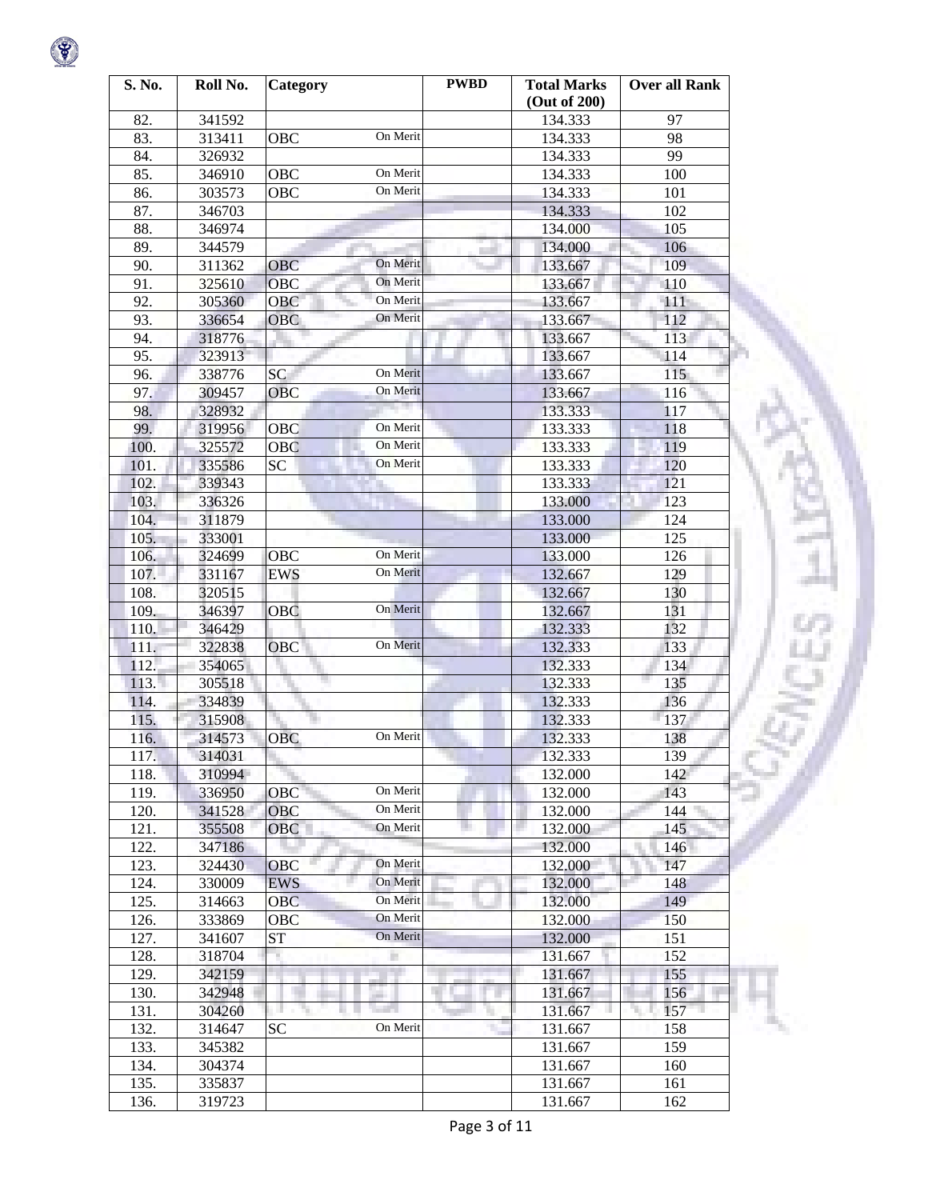| S. No. | Roll No. | Category | PWBD | Total Marks (Out of 200) | Over all Rank |
|---|---|---|---|---|---|
| 82. | 341592 | | | 134.333 | 97 |
| 83. | 313411 | OBC On Merit | | 134.333 | 98 |
| 84. | 326932 | | | 134.333 | 99 |
| 85. | 346910 | OBC On Merit | | 134.333 | 100 |
| 86. | 303573 | OBC On Merit | | 134.333 | 101 |
| 87. | 346703 | | | 134.333 | 102 |
| 88. | 346974 | | | 134.000 | 105 |
| 89. | 344579 | | | 134.000 | 106 |
| 90. | 311362 | OBC On Merit | | 133.667 | 109 |
| 91. | 325610 | OBC On Merit | | 133.667 | 110 |
| 92. | 305360 | OBC On Merit | | 133.667 | 111 |
| 93. | 336654 | OBC On Merit | | 133.667 | 112 |
| 94. | 318776 | | | 133.667 | 113 |
| 95. | 323913 | | | 133.667 | 114 |
| 96. | 338776 | SC On Merit | | 133.667 | 115 |
| 97. | 309457 | OBC On Merit | | 133.667 | 116 |
| 98. | 328932 | | | 133.333 | 117 |
| 99. | 319956 | OBC On Merit | | 133.333 | 118 |
| 100. | 325572 | OBC On Merit | | 133.333 | 119 |
| 101. | 335586 | SC On Merit | | 133.333 | 120 |
| 102. | 339343 | | | 133.333 | 121 |
| 103. | 336326 | | | 133.000 | 123 |
| 104. | 311879 | | | 133.000 | 124 |
| 105. | 333001 | | | 133.000 | 125 |
| 106. | 324699 | OBC On Merit | | 133.000 | 126 |
| 107. | 331167 | EWS On Merit | | 132.667 | 129 |
| 108. | 320515 | | | 132.667 | 130 |
| 109. | 346397 | OBC On Merit | | 132.667 | 131 |
| 110. | 346429 | | | 132.333 | 132 |
| 111. | 322838 | OBC On Merit | | 132.333 | 133 |
| 112. | 354065 | | | 132.333 | 134 |
| 113. | 305518 | | | 132.333 | 135 |
| 114. | 334839 | | | 132.333 | 136 |
| 115. | 315908 | | | 132.333 | 137 |
| 116. | 314573 | OBC On Merit | | 132.333 | 138 |
| 117. | 314031 | | | 132.333 | 139 |
| 118. | 310994 | | | 132.000 | 142 |
| 119. | 336950 | OBC On Merit | | 132.000 | 143 |
| 120. | 341528 | OBC On Merit | | 132.000 | 144 |
| 121. | 355508 | OBC On Merit | | 132.000 | 145 |
| 122. | 347186 | | | 132.000 | 146 |
| 123. | 324430 | OBC On Merit | | 132.000 | 147 |
| 124. | 330009 | EWS On Merit | | 132.000 | 148 |
| 125. | 314663 | OBC On Merit | | 132.000 | 149 |
| 126. | 333869 | OBC On Merit | | 132.000 | 150 |
| 127. | 341607 | ST On Merit | | 132.000 | 151 |
| 128. | 318704 | | | 131.667 | 152 |
| 129. | 342159 | | | 131.667 | 155 |
| 130. | 342948 | | | 131.667 | 156 |
| 131. | 304260 | | | 131.667 | 157 |
| 132. | 314647 | SC On Merit | | 131.667 | 158 |
| 133. | 345382 | | | 131.667 | 159 |
| 134. | 304374 | | | 131.667 | 160 |
| 135. | 335837 | | | 131.667 | 161 |
| 136. | 319723 | | | 131.667 | 162 |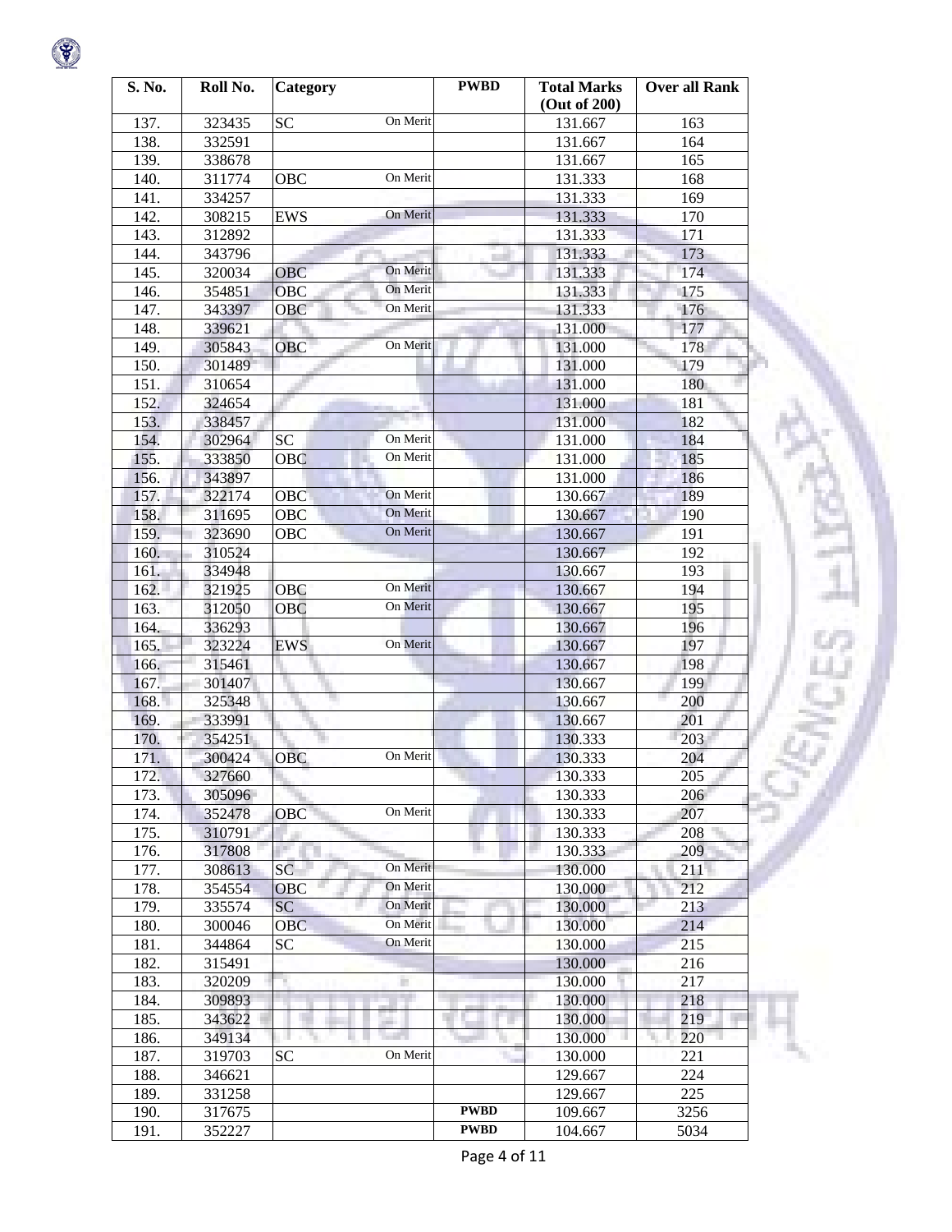| S. No. | Roll No. | Category | | PWBD | Total Marks (Out of 200) | Over all Rank |
|---|---|---|---|---|---|---|
| 137. | 323435 | SC | On Merit | | 131.667 | 163 |
| 138. | 332591 | | | | 131.667 | 164 |
| 139. | 338678 | | | | 131.667 | 165 |
| 140. | 311774 | OBC | On Merit | | 131.333 | 168 |
| 141. | 334257 | | | | 131.333 | 169 |
| 142. | 308215 | EWS | On Merit | | 131.333 | 170 |
| 143. | 312892 | | | | 131.333 | 171 |
| 144. | 343796 | | | | 131.333 | 173 |
| 145. | 320034 | OBC | On Merit | | 131.333 | 174 |
| 146. | 354851 | OBC | On Merit | | 131.333 | 175 |
| 147. | 343397 | OBC | On Merit | | 131.333 | 176 |
| 148. | 339621 | | | | 131.000 | 177 |
| 149. | 305843 | OBC | On Merit | | 131.000 | 178 |
| 150. | 301489 | | | | 131.000 | 179 |
| 151. | 310654 | | | | 131.000 | 180 |
| 152. | 324654 | | | | 131.000 | 181 |
| 153. | 338457 | | | | 131.000 | 182 |
| 154. | 302964 | SC | On Merit | | 131.000 | 184 |
| 155. | 333850 | OBC | On Merit | | 131.000 | 185 |
| 156. | 343897 | | | | 131.000 | 186 |
| 157. | 322174 | OBC | On Merit | | 130.667 | 189 |
| 158. | 311695 | OBC | On Merit | | 130.667 | 190 |
| 159. | 323690 | OBC | On Merit | | 130.667 | 191 |
| 160. | 310524 | | | | 130.667 | 192 |
| 161. | 334948 | | | | 130.667 | 193 |
| 162. | 321925 | OBC | On Merit | | 130.667 | 194 |
| 163. | 312050 | OBC | On Merit | | 130.667 | 195 |
| 164. | 336293 | | | | 130.667 | 196 |
| 165. | 323224 | EWS | On Merit | | 130.667 | 197 |
| 166. | 315461 | | | | 130.667 | 198 |
| 167. | 301407 | | | | 130.667 | 199 |
| 168. | 325348 | | | | 130.667 | 200 |
| 169. | 333991 | | | | 130.667 | 201 |
| 170. | 354251 | | | | 130.333 | 203 |
| 171. | 300424 | OBC | On Merit | | 130.333 | 204 |
| 172. | 327660 | | | | 130.333 | 205 |
| 173. | 305096 | | | | 130.333 | 206 |
| 174. | 352478 | OBC | On Merit | | 130.333 | 207 |
| 175. | 310791 | | | | 130.333 | 208 |
| 176. | 317808 | | | | 130.333 | 209 |
| 177. | 308613 | SC | On Merit | | 130.000 | 211 |
| 178. | 354554 | OBC | On Merit | | 130.000 | 212 |
| 179. | 335574 | SC | On Merit | | 130.000 | 213 |
| 180. | 300046 | OBC | On Merit | | 130.000 | 214 |
| 181. | 344864 | SC | On Merit | | 130.000 | 215 |
| 182. | 315491 | | | | 130.000 | 216 |
| 183. | 320209 | | | | 130.000 | 217 |
| 184. | 309893 | | | | 130.000 | 218 |
| 185. | 343622 | | | | 130.000 | 219 |
| 186. | 349134 | | | | 130.000 | 220 |
| 187. | 319703 | SC | On Merit | | 130.000 | 221 |
| 188. | 346621 | | | | 129.667 | 224 |
| 189. | 331258 | | | | 129.667 | 225 |
| 190. | 317675 | | | PWBD | 109.667 | 3256 |
| 191. | 352227 | | | PWBD | 104.667 | 5034 |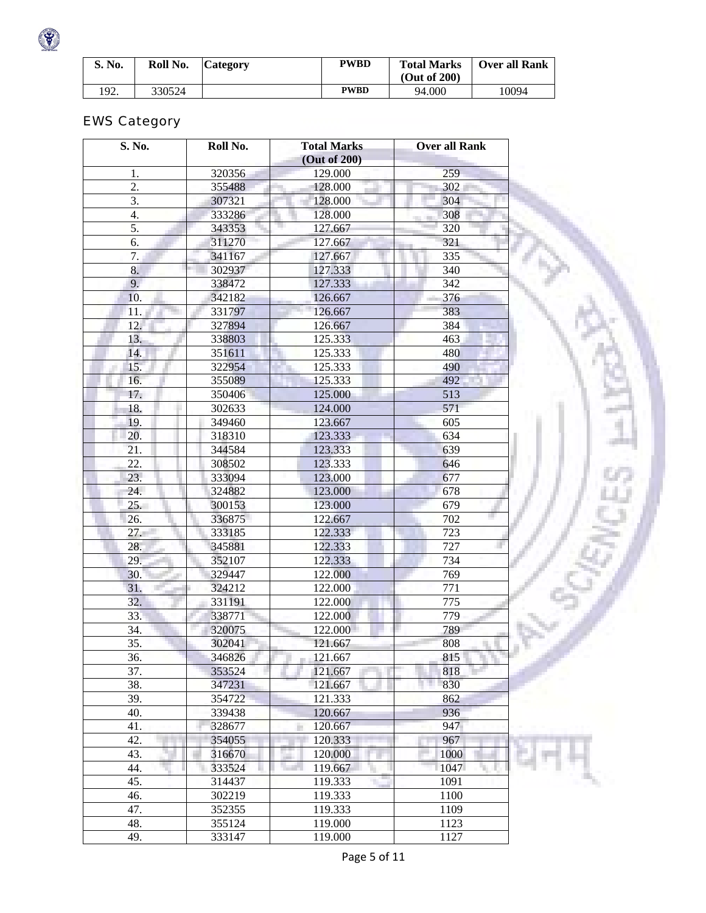| S. No. | Roll No. | Category | PWBD | Total Marks (Out of 200) | Over all Rank |
| --- | --- | --- | --- | --- | --- |
| 192. | 330524 | | PWBD | 94.000 | 10094 |

## EWS Category

| S. No. | Roll No. | Total Marks (Out of 200) | Over all Rank |
| --- | --- | --- | --- |
| 1. | 320356 | 129.000 | 259 |
| 2. | 355488 | 128.000 | 302 |
| 3. | 307321 | 128.000 | 304 |
| 4. | 333286 | 128.000 | 308 |
| 5. | 343353 | 127.667 | 320 |
| 6. | 311270 | 127.667 | 321 |
| 7. | 341167 | 127.667 | 335 |
| 8. | 302937 | 127.333 | 340 |
| 9. | 338472 | 127.333 | 342 |
| 10. | 342182 | 126.667 | 376 |
| 11. | 331797 | 126.667 | 383 |
| 12. | 327894 | 126.667 | 384 |
| 13. | 338803 | 125.333 | 463 |
| 14. | 351611 | 125.333 | 480 |
| 15. | 322954 | 125.333 | 490 |
| 16. | 355089 | 125.333 | 492 |
| 17. | 350406 | 125.000 | 513 |
| 18. | 302633 | 124.000 | 571 |
| 19. | 349460 | 123.667 | 605 |
| 20. | 318310 | 123.333 | 634 |
| 21. | 344584 | 123.333 | 639 |
| 22. | 308502 | 123.333 | 646 |
| 23. | 333094 | 123.000 | 677 |
| 24. | 324882 | 123.000 | 678 |
| 25. | 300153 | 123.000 | 679 |
| 26. | 336875 | 122.667 | 702 |
| 27. | 333185 | 122.333 | 723 |
| 28. | 345881 | 122.333 | 727 |
| 29. | 352107 | 122.333 | 734 |
| 30. | 329447 | 122.000 | 769 |
| 31. | 324212 | 122.000 | 771 |
| 32. | 331191 | 122.000 | 775 |
| 33. | 338771 | 122.000 | 779 |
| 34. | 320075 | 122.000 | 789 |
| 35. | 302041 | 121.667 | 808 |
| 36. | 346826 | 121.667 | 815 |
| 37. | 353524 | 121.667 | 818 |
| 38. | 347231 | 121.667 | 830 |
| 39. | 354722 | 121.333 | 862 |
| 40. | 339438 | 120.667 | 936 |
| 41. | 328677 | 120.667 | 947 |
| 42. | 354055 | 120.333 | 967 |
| 43. | 316670 | 120.000 | 1000 |
| 44. | 333524 | 119.667 | 1047 |
| 45. | 314437 | 119.333 | 1091 |
| 46. | 302219 | 119.333 | 1100 |
| 47. | 352355 | 119.333 | 1109 |
| 48. | 355124 | 119.000 | 1123 |
| 49. | 333147 | 119.000 | 1127 |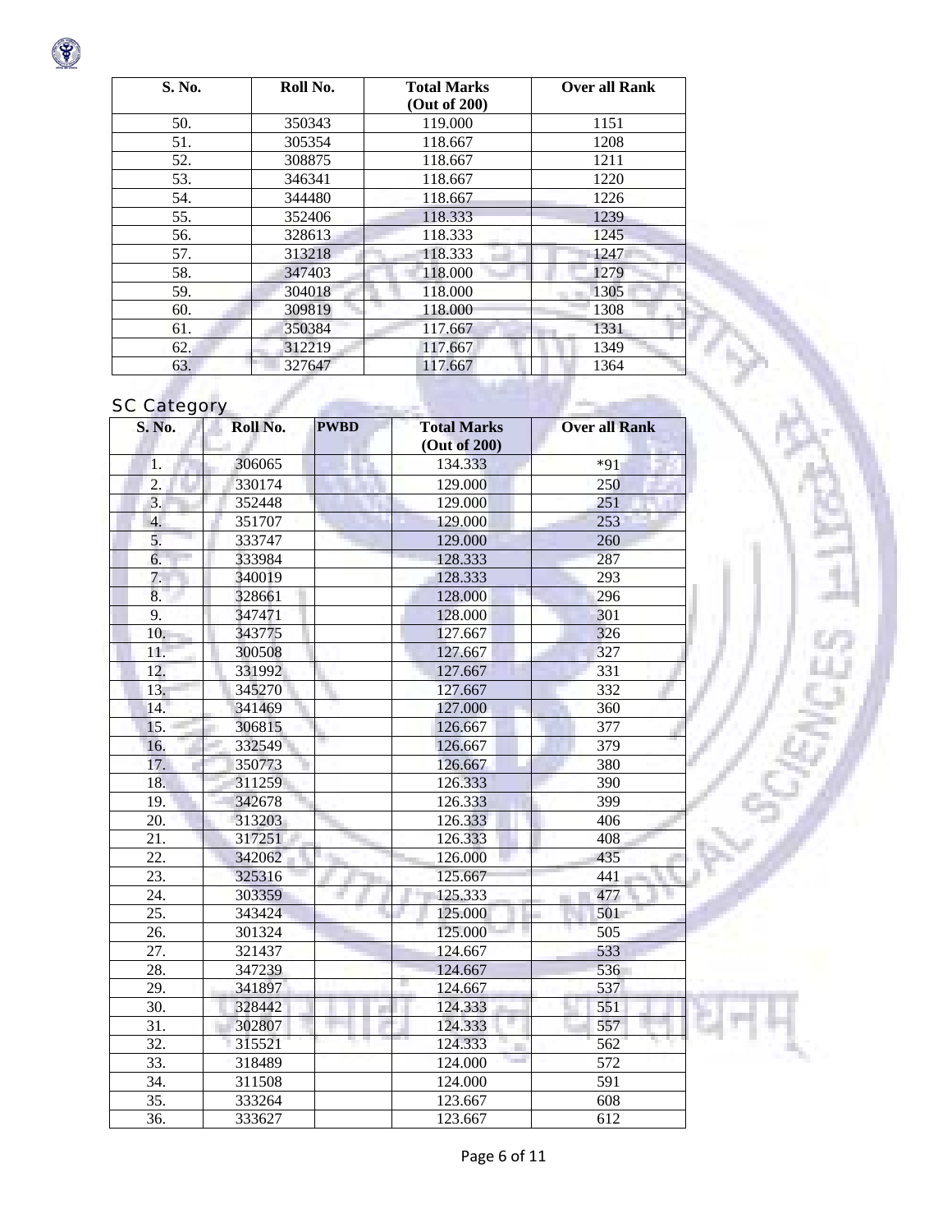| S. No. | Roll No. | Total Marks (Out of 200) | Over all Rank |
|---|---|---|---|
| 50. | 350343 | 119.000 | 1151 |
| 51. | 305354 | 118.667 | 1208 |
| 52. | 308875 | 118.667 | 1211 |
| 53. | 346341 | 118.667 | 1220 |
| 54. | 344480 | 118.667 | 1226 |
| 55. | 352406 | 118.333 | 1239 |
| 56. | 328613 | 118.333 | 1245 |
| 57. | 313218 | 118.333 | 1247 |
| 58. | 347403 | 118.000 | 1279 |
| 59. | 304018 | 118.000 | 1305 |
| 60. | 309819 | 118.000 | 1308 |
| 61. | 350384 | 117.667 | 1331 |
| 62. | 312219 | 117.667 | 1349 |
| 63. | 327647 | 117.667 | 1364 |

## SC Category

| S. No. | Roll No. | PWBD | Total Marks (Out of 200) | Over all Rank |
|---|---|---|---|---|
| 1. | 306065 | | 134.333 | *91 |
| 2. | 330174 | | 129.000 | 250 |
| 3. | 352448 | | 129.000 | 251 |
| 4. | 351707 | | 129.000 | 253 |
| 5. | 333747 | | 129.000 | 260 |
| 6. | 333984 | | 128.333 | 287 |
| 7. | 340019 | | 128.333 | 293 |
| 8. | 328661 | | 128.000 | 296 |
| 9. | 347471 | | 128.000 | 301 |
| 10. | 343775 | | 127.667 | 326 |
| 11. | 300508 | | 127.667 | 327 |
| 12. | 331992 | | 127.667 | 331 |
| 13. | 345270 | | 127.667 | 332 |
| 14. | 341469 | | 127.000 | 360 |
| 15. | 306815 | | 126.667 | 377 |
| 16. | 332549 | | 126.667 | 379 |
| 17. | 350773 | | 126.667 | 380 |
| 18. | 311259 | | 126.333 | 390 |
| 19. | 342678 | | 126.333 | 399 |
| 20. | 313203 | | 126.333 | 406 |
| 21. | 317251 | | 126.333 | 408 |
| 22. | 342062 | | 126.000 | 435 |
| 23. | 325316 | | 125.667 | 441 |
| 24. | 303359 | | 125.333 | 477 |
| 25. | 343424 | | 125.000 | 501 |
| 26. | 301324 | | 125.000 | 505 |
| 27. | 321437 | | 124.667 | 533 |
| 28. | 347239 | | 124.667 | 536 |
| 29. | 341897 | | 124.667 | 537 |
| 30. | 328442 | | 124.333 | 551 |
| 31. | 302807 | | 124.333 | 557 |
| 32. | 315521 | | 124.333 | 562 |
| 33. | 318489 | | 124.000 | 572 |
| 34. | 311508 | | 124.000 | 591 |
| 35. | 333264 | | 123.667 | 608 |
| 36. | 333627 | | 123.667 | 612 |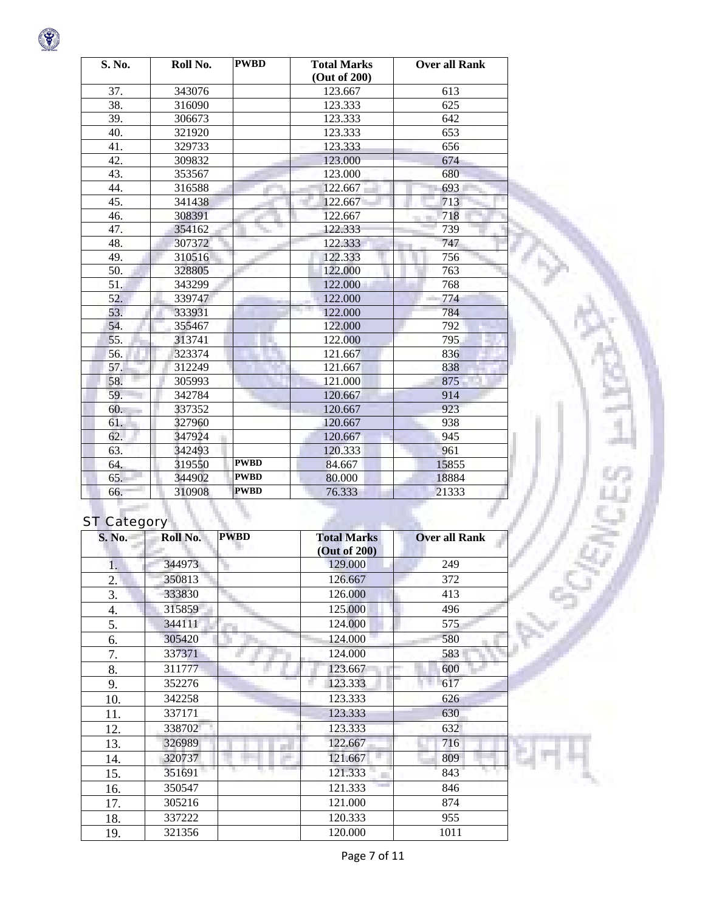| S. No. | Roll No. | PWBD | Total Marks (Out of 200) | Over all Rank |
|---|---|---|---|---|
| 37. | 343076 | | 123.667 | 613 |
| 38. | 316090 | | 123.333 | 625 |
| 39. | 306673 | | 123.333 | 642 |
| 40. | 321920 | | 123.333 | 653 |
| 41. | 329733 | | 123.333 | 656 |
| 42. | 309832 | | 123.000 | 674 |
| 43. | 353567 | | 123.000 | 680 |
| 44. | 316588 | | 122.667 | 693 |
| 45. | 341438 | | 122.667 | 713 |
| 46. | 308391 | | 122.667 | 718 |
| 47. | 354162 | | 122.333 | 739 |
| 48. | 307372 | | 122.333 | 747 |
| 49. | 310516 | | 122.333 | 756 |
| 50. | 328805 | | 122.000 | 763 |
| 51. | 343299 | | 122.000 | 768 |
| 52. | 339747 | | 122.000 | 774 |
| 53. | 333931 | | 122.000 | 784 |
| 54. | 355467 | | 122.000 | 792 |
| 55. | 313741 | | 122.000 | 795 |
| 56. | 323374 | | 121.667 | 836 |
| 57. | 312249 | | 121.667 | 838 |
| 58. | 305993 | | 121.000 | 875 |
| 59. | 342784 | | 120.667 | 914 |
| 60. | 337352 | | 120.667 | 923 |
| 61. | 327960 | | 120.667 | 938 |
| 62. | 347924 | | 120.667 | 945 |
| 63. | 342493 | | 120.333 | 961 |
| 64. | 319550 | PWBD | 84.667 | 15855 |
| 65. | 344902 | PWBD | 80.000 | 18884 |
| 66. | 310908 | PWBD | 76.333 | 21333 |

ST Category

| S. No. | Roll No. | PWBD | Total Marks (Out of 200) | Over all Rank |
|---|---|---|---|---|
| 1. | 344973 | | 129.000 | 249 |
| 2. | 350813 | | 126.667 | 372 |
| 3. | 333830 | | 126.000 | 413 |
| 4. | 315859 | | 125.000 | 496 |
| 5. | 344111 | | 124.000 | 575 |
| 6. | 305420 | | 124.000 | 580 |
| 7. | 337371 | | 124.000 | 583 |
| 8. | 311777 | | 123.667 | 600 |
| 9. | 352276 | | 123.333 | 617 |
| 10. | 342258 | | 123.333 | 626 |
| 11. | 337171 | | 123.333 | 630 |
| 12. | 338702 | | 123.333 | 632 |
| 13. | 326989 | | 122.667 | 716 |
| 14. | 320737 | | 121.667 | 809 |
| 15. | 351691 | | 121.333 | 843 |
| 16. | 350547 | | 121.333 | 846 |
| 17. | 305216 | | 121.000 | 874 |
| 18. | 337222 | | 120.333 | 955 |
| 19. | 321356 | | 120.000 | 1011 |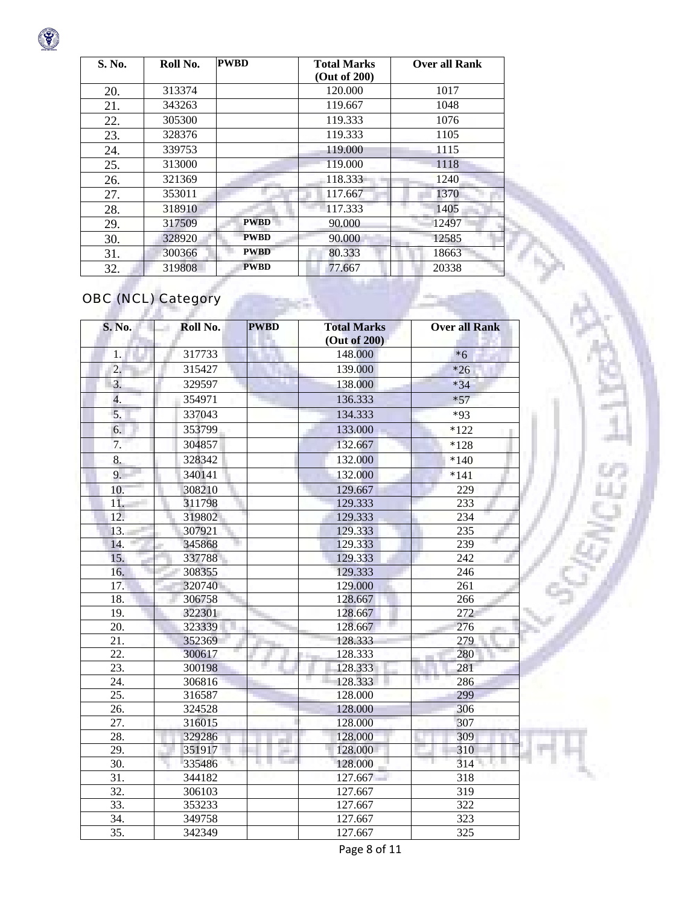| S. No. | Roll No. | PWBD | Total Marks (Out of 200) | Over all Rank |
|---|---|---|---|---|
| 20. | 313374 | | 120.000 | 1017 |
| 21. | 343263 | | 119.667 | 1048 |
| 22. | 305300 | | 119.333 | 1076 |
| 23. | 328376 | | 119.333 | 1105 |
| 24. | 339753 | | 119.000 | 1115 |
| 25. | 313000 | | 119.000 | 1118 |
| 26. | 321369 | | 118.333 | 1240 |
| 27. | 353011 | | 117.667 | 1370 |
| 28. | 318910 | | 117.333 | 1405 |
| 29. | 317509 | PWBD | 90.000 | 12497 |
| 30. | 328920 | PWBD | 90.000 | 12585 |
| 31. | 300366 | PWBD | 80.333 | 18663 |
| 32. | 319808 | PWBD | 77.667 | 20338 |

## OBC (NCL) Category

| S. No. | Roll No. | PWBD | Total Marks (Out of 200) | Over all Rank |
|---|---|---|---|---|
| 1. | 317733 | | 148.000 | *6 |
| 2. | 315427 | | 139.000 | *26 |
| 3. | 329597 | | 138.000 | *34 |
| 4. | 354971 | | 136.333 | *57 |
| 5. | 337043 | | 134.333 | *93 |
| 6. | 353799 | | 133.000 | *122 |
| 7. | 304857 | | 132.667 | *128 |
| 8. | 328342 | | 132.000 | *140 |
| 9. | 340141 | | 132.000 | *141 |
| 10. | 308210 | | 129.667 | 229 |
| 11. | 311798 | | 129.333 | 233 |
| 12. | 319802 | | 129.333 | 234 |
| 13. | 307921 | | 129.333 | 235 |
| 14. | 345868 | | 129.333 | 239 |
| 15. | 337788 | | 129.333 | 242 |
| 16. | 308355 | | 129.333 | 246 |
| 17. | 320740 | | 129.000 | 261 |
| 18. | 306758 | | 128.667 | 266 |
| 19. | 322301 | | 128.667 | 272 |
| 20. | 323339 | | 128.667 | 276 |
| 21. | 352369 | | 128.333 | 279 |
| 22. | 300617 | | 128.333 | 280 |
| 23. | 300198 | | 128.333 | 281 |
| 24. | 306816 | | 128.333 | 286 |
| 25. | 316587 | | 128.000 | 299 |
| 26. | 324528 | | 128.000 | 306 |
| 27. | 316015 | | 128.000 | 307 |
| 28. | 329286 | | 128.000 | 309 |
| 29. | 351917 | | 128.000 | 310 |
| 30. | 335486 | | 128.000 | 314 |
| 31. | 344182 | | 127.667 | 318 |
| 32. | 306103 | | 127.667 | 319 |
| 33. | 353233 | | 127.667 | 322 |
| 34. | 349758 | | 127.667 | 323 |
| 35. | 342349 | | 127.667 | 325 |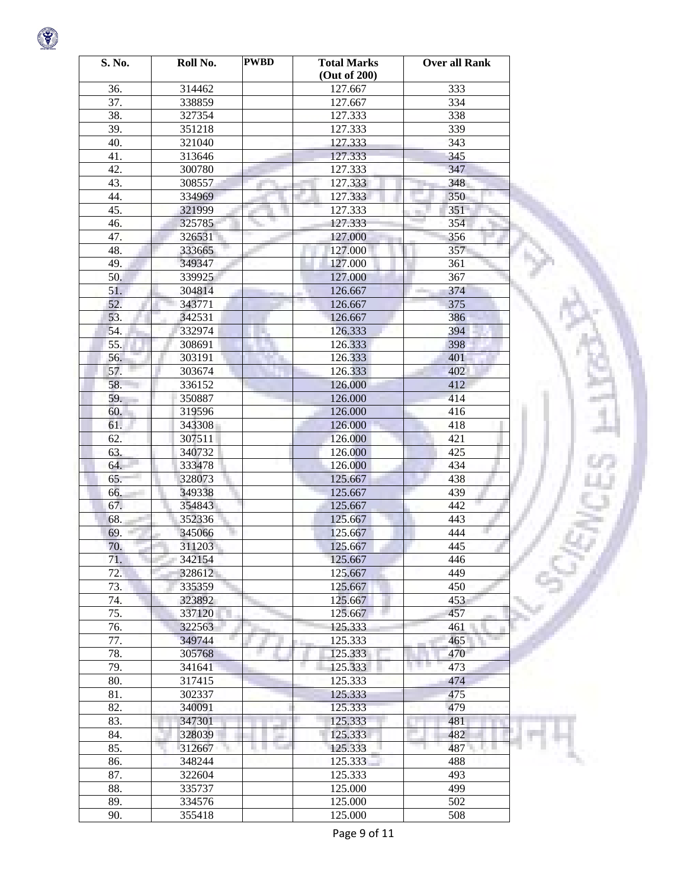| S. No. | Roll No. | PWBD | Total Marks (Out of 200) | Over all Rank |
| --- | --- | --- | --- | --- |
| 36. | 314462 | | 127.667 | 333 |
| 37. | 338859 | | 127.667 | 334 |
| 38. | 327354 | | 127.333 | 338 |
| 39. | 351218 | | 127.333 | 339 |
| 40. | 321040 | | 127.333 | 343 |
| 41. | 313646 | | 127.333 | 345 |
| 42. | 300780 | | 127.333 | 347 |
| 43. | 308557 | | 127.333 | 348 |
| 44. | 334969 | | 127.333 | 350 |
| 45. | 321999 | | 127.333 | 351 |
| 46. | 325785 | | 127.333 | 354 |
| 47. | 326531 | | 127.000 | 356 |
| 48. | 333665 | | 127.000 | 357 |
| 49. | 349347 | | 127.000 | 361 |
| 50. | 339925 | | 127.000 | 367 |
| 51. | 304814 | | 126.667 | 374 |
| 52. | 343771 | | 126.667 | 375 |
| 53. | 342531 | | 126.667 | 386 |
| 54. | 332974 | | 126.333 | 394 |
| 55. | 308691 | | 126.333 | 398 |
| 56. | 303191 | | 126.333 | 401 |
| 57. | 303674 | | 126.333 | 402 |
| 58. | 336152 | | 126.000 | 412 |
| 59. | 350887 | | 126.000 | 414 |
| 60. | 319596 | | 126.000 | 416 |
| 61. | 343308 | | 126.000 | 418 |
| 62. | 307511 | | 126.000 | 421 |
| 63. | 340732 | | 126.000 | 425 |
| 64. | 333478 | | 126.000 | 434 |
| 65. | 328073 | | 125.667 | 438 |
| 66. | 349338 | | 125.667 | 439 |
| 67. | 354843 | | 125.667 | 442 |
| 68. | 352336 | | 125.667 | 443 |
| 69. | 345066 | | 125.667 | 444 |
| 70. | 311203 | | 125.667 | 445 |
| 71. | 342154 | | 125.667 | 446 |
| 72. | 328612 | | 125.667 | 449 |
| 73. | 335359 | | 125.667 | 450 |
| 74. | 323892 | | 125.667 | 453 |
| 75. | 337120 | | 125.667 | 457 |
| 76. | 322563 | | 125.333 | 461 |
| 77. | 349744 | | 125.333 | 465 |
| 78. | 305768 | | 125.333 | 470 |
| 79. | 341641 | | 125.333 | 473 |
| 80. | 317415 | | 125.333 | 474 |
| 81. | 302337 | | 125.333 | 475 |
| 82. | 340091 | | 125.333 | 479 |
| 83. | 347301 | | 125.333 | 481 |
| 84. | 328039 | | 125.333 | 482 |
| 85. | 312667 | | 125.333 | 487 |
| 86. | 348244 | | 125.333 | 488 |
| 87. | 322604 | | 125.333 | 493 |
| 88. | 335737 | | 125.000 | 499 |
| 89. | 334576 | | 125.000 | 502 |
| 90. | 355418 | | 125.000 | 508 |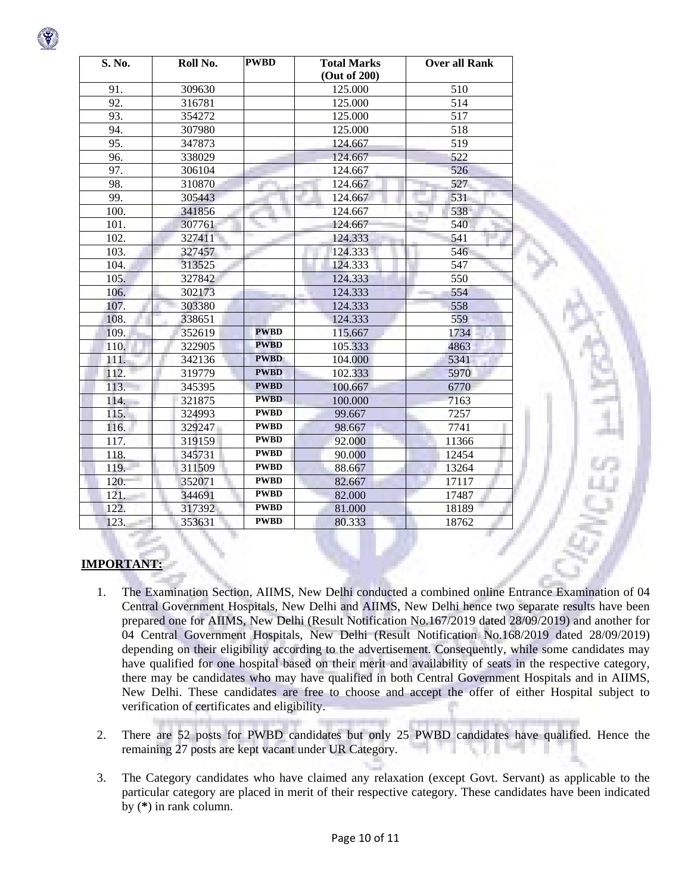| S. No. | Roll No. | PWBD | Total Marks (Out of 200) | Over all Rank |
|---|---|---|---|---|
| 91. | 309630 | | 125.000 | 510 |
| 92. | 316781 | | 125.000 | 514 |
| 93. | 354272 | | 125.000 | 517 |
| 94. | 307980 | | 125.000 | 518 |
| 95. | 347873 | | 124.667 | 519 |
| 96. | 338029 | | 124.667 | 522 |
| 97. | 306104 | | 124.667 | 526 |
| 98. | 310870 | | 124.667 | 527 |
| 99. | 305443 | | 124.667 | 531 |
| 100. | 341856 | | 124.667 | 538 |
| 101. | 307761 | | 124.667 | 540 |
| 102. | 327411 | | 124.333 | 541 |
| 103. | 327457 | | 124.333 | 546 |
| 104. | 313525 | | 124.333 | 547 |
| 105. | 327842 | | 124.333 | 550 |
| 106. | 302173 | | 124.333 | 554 |
| 107. | 303380 | | 124.333 | 558 |
| 108. | 338651 | | 124.333 | 559 |
| 109. | 352619 | PWBD | 115.667 | 1734 |
| 110. | 322905 | PWBD | 105.333 | 4863 |
| 111. | 342136 | PWBD | 104.000 | 5341 |
| 112. | 319779 | PWBD | 102.333 | 5970 |
| 113. | 345395 | PWBD | 100.667 | 6770 |
| 114. | 321875 | PWBD | 100.000 | 7163 |
| 115. | 324993 | PWBD | 99.667 | 7257 |
| 116. | 329247 | PWBD | 98.667 | 7741 |
| 117. | 319159 | PWBD | 92.000 | 11366 |
| 118. | 345731 | PWBD | 90.000 | 12454 |
| 119. | 311509 | PWBD | 88.667 | 13264 |
| 120. | 352071 | PWBD | 82.667 | 17117 |
| 121. | 344691 | PWBD | 82.000 | 17487 |
| 122. | 317392 | PWBD | 81.000 | 18189 |
| 123. | 353631 | PWBD | 80.333 | 18762 |

**IMPORTANT:**

1. The Examination Section, AIIMS, New Delhi conducted a combined online Entrance Examination of 04 Central Government Hospitals, New Delhi and AIIMS, New Delhi hence two separate results have been prepared one for AIIMS, New Delhi (Result Notification No.167/2019 dated 28/09/2019) and another for 04 Central Government Hospitals, New Delhi (Result Notification No.168/2019 dated 28/09/2019) depending on their eligibility according to the advertisement. Consequently, while some candidates may have qualified for one hospital based on their merit and availability of seats in the respective category, there may be candidates who may have qualified in both Central Government Hospitals and in AIIMS, New Delhi. These candidates are free to choose and accept the offer of either Hospital subject to verification of certificates and eligibility.

2. There are 52 posts for PWBD candidates but only 25 PWBD candidates have qualified. Hence the remaining 27 posts are kept vacant under UR Category.

3. The Category candidates who have claimed any relaxation (except Govt. Servant) as applicable to the particular category are placed in merit of their respective category. These candidates have been indicated by (**\***) in rank column.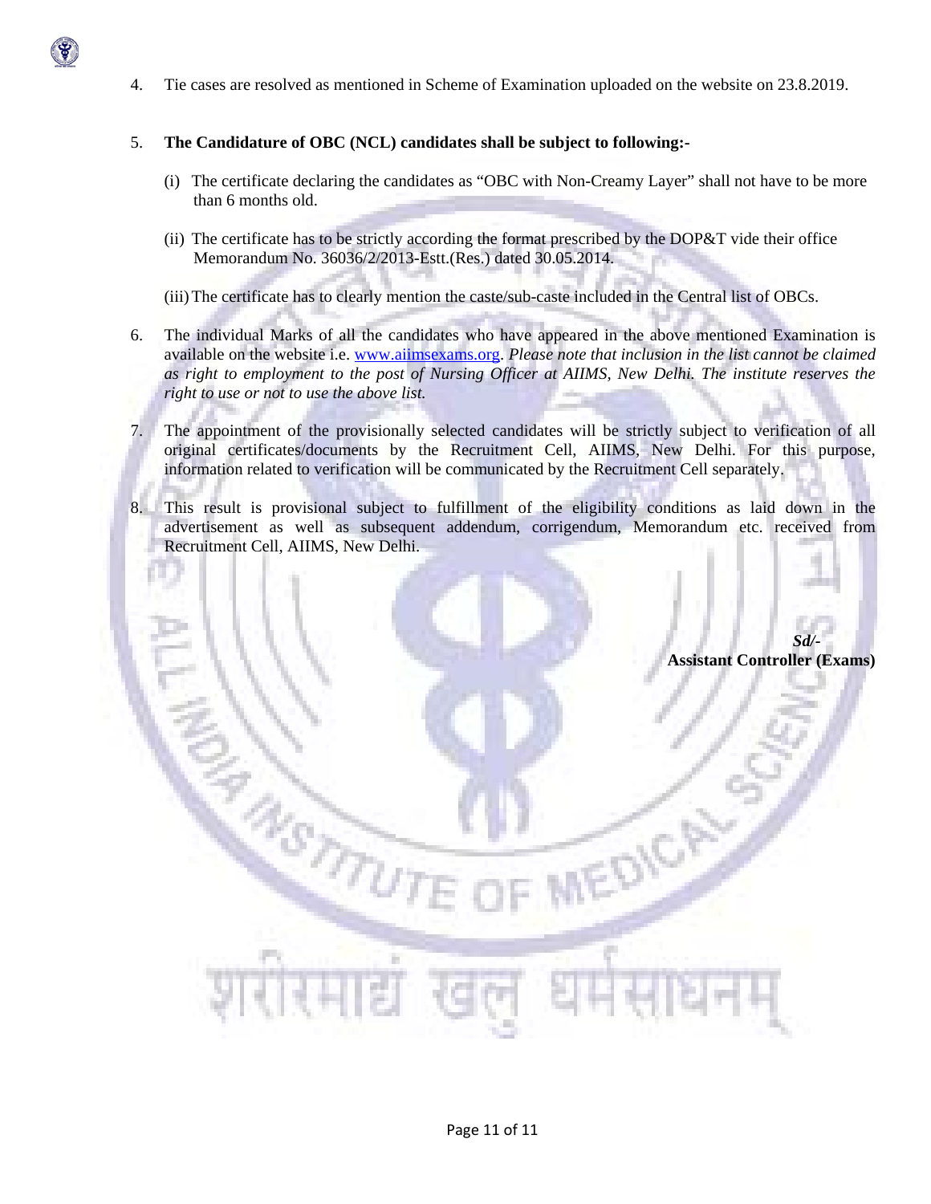4. Tie cases are resolved as mentioned in Scheme of Examination uploaded on the website on 23.8.2019.

5. **The Candidature of OBC (NCL) candidates shall be subject to following:-**

   (i) The certificate declaring the candidates as "OBC with Non-Creamy Layer" shall not have to be more than 6 months old.

   (ii) The certificate has to be strictly according the format prescribed by the DOP&T vide their office Memorandum No. 36036/2/2013-Estt.(Res.) dated 30.05.2014.

   (iii) The certificate has to clearly mention the caste/sub-caste included in the Central list of OBCs.

6. The individual Marks of all the candidates who have appeared in the above mentioned Examination is available on the website i.e. www.aiimsexams.org. *Please note that inclusion in the list cannot be claimed as right to employment to the post of Nursing Officer at AIIMS, New Delhi. The institute reserves the right to use or not to use the above list.*

7. The appointment of the provisionally selected candidates will be strictly subject to verification of all original certificates/documents by the Recruitment Cell, AIIMS, New Delhi. For this purpose, information related to verification will be communicated by the Recruitment Cell separately.

8. This result is provisional subject to fulfillment of the eligibility conditions as laid down in the advertisement as well as subsequent addendum, corrigendum, Memorandum etc. received from Recruitment Cell, AIIMS, New Delhi.

***Sd/-***
**Assistant Controller (Exams)**